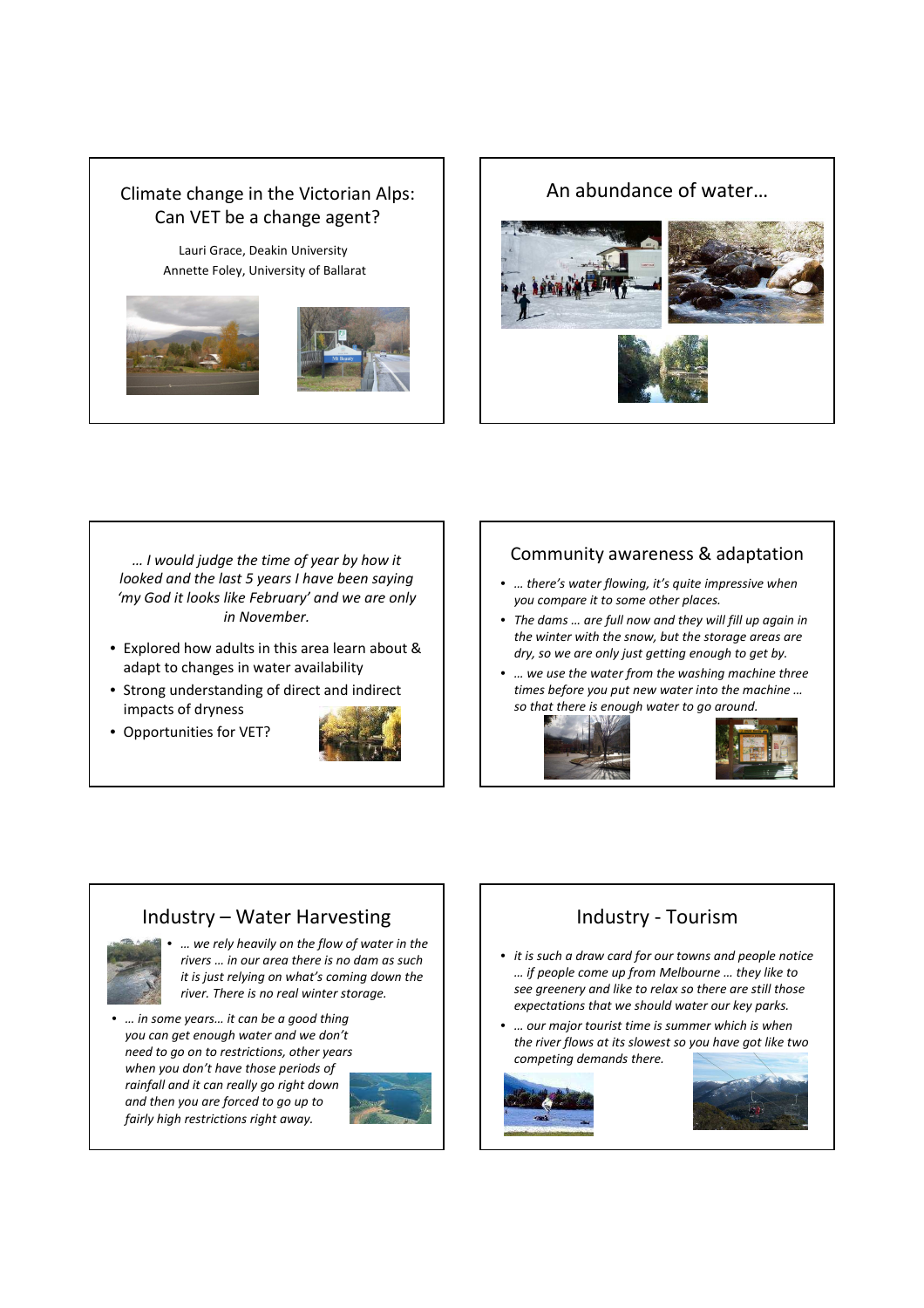# Climate change in the Victorian Alps: Can VET be a change agent?

Lauri Grace, Deakin University

Annette Foley, University of Ballarat

## An abundance of water…

*… I would judge the time of year by how it looked and the last 5 years I have been saying 'my God it looks like February' and we are only in November.*

- Explored how adults in this area learn about & adapt to changes in water availability
- Strong understanding of direct and indirect impacts of dryness
- Opportunities for VET?

## Community awareness & adaptation

- *… there's water flowing, it's quite impressive when you compare it to some other places.*
- *The dams … are full now and they will fill up again in the winter with the snow, but the storage areas are dry, so we are only just getting enough to get by.*
- *… we use the water from the washing machine three times before you put new water into the machine … so that there is enough water to go around.*

## Industry – Water Harvesting

- *… we rely heavily on the flow of water in the rivers … in our area there is no dam as such it is just relying on what's coming down the river. There is no real winter storage.*
- *… in some years… it can be a good thing you can get enough water and we don't need to go on to restrictions, other years when you don't have those periods of rainfall and it can really go right down and then you are forced to go up to fairly high restrictions right away.*

## Industry - Tourism

- *it is such a draw card for our towns and people notice … if people come up from Melbourne … they like to see greenery and like to relax so there are still those expectations that we should water our key parks.*
- *… our major tourist time is summer which is when the river flows at its slowest so you have got like two competing demands there.*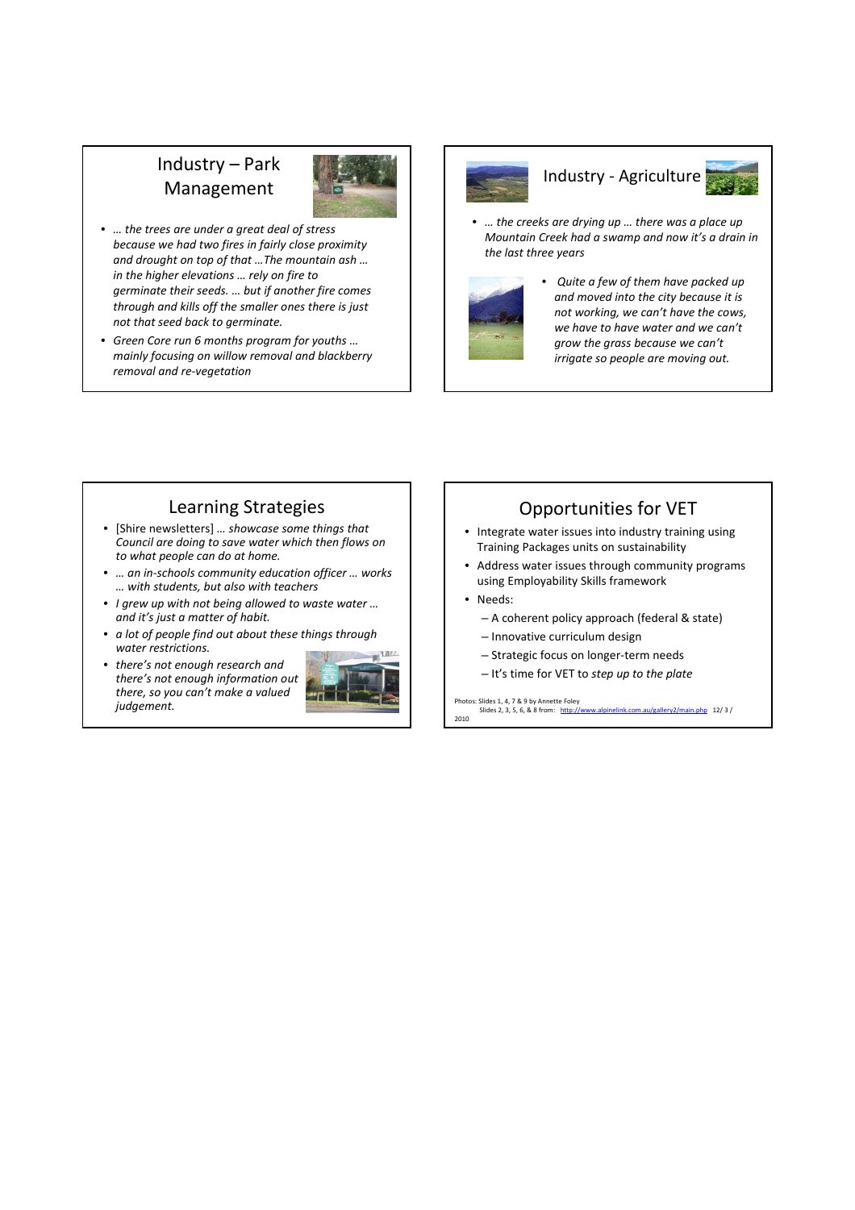## Industry – Park Management

- *… the trees are under a great deal of stress because we had two fires in fairly close proximity and drought on top of that …The mountain ash … in the higher elevations … rely on fire to germinate their seeds. … but if another fire comes through and kills off the smaller ones there is just not that seed back to germinate.*
- *Green Core run 6 months program for youths … mainly focusing on willow removal and blackberry removal and re-vegetation*

## Industry - Agriculture

- *… the creeks are drying up … there was a place up Mountain Creek had a swamp and now it's a drain in the last three years*
- *Quite a few of them have packed up and moved into the city because it is not working, we can't have the cows, we have to have water and we can't grow the grass because we can't irrigate so people are moving out.*

## Learning Strategies

- [Shire newsletters] *… showcase some things that Council are doing to save water which then flows on to what people can do at home.*
- *… an in-schools community education officer … works … with students, but also with teachers*
- *I grew up with not being allowed to waste water … and it's just a matter of habit.*
- *a lot of people find out about these things through water restrictions.*
- *there's not enough research and there's not enough information out there, so you can't make a valued judgement.*

## Opportunities for VET

- Integrate water issues into industry training using Training Packages units on sustainability
- Address water issues through community programs using Employability Skills framework
- Needs:
  - A coherent policy approach (federal & state)
  - Innovative curriculum design
  - Strategic focus on longer-term needs
  - It's time for VET to *step up to the plate*

Photos: Slides 1, 4, 7 & 9 by Annette Foley
Slides 2, 3, 5, 6, & 8 from: http://www.alpinelink.com.au/gallery2/main.php 12/ 3 / 2010